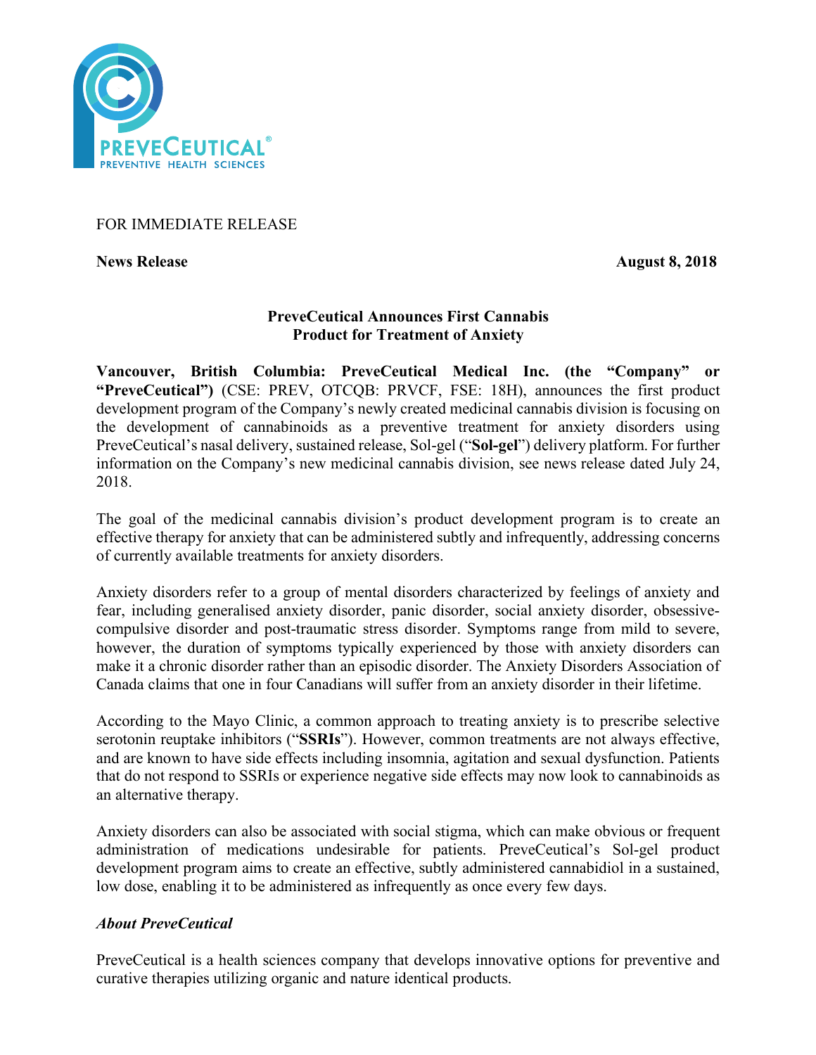FOR IMMEDIATE RELEASE

**News Release** **August 8, 2018**

## PreveCeutical Announces First Cannabis Product for Treatment of Anxiety

**Vancouver, British Columbia: PreveCeutical Medical Inc. (the "Company" or "PreveCeutical")** (CSE: PREV, OTCQB: PRVCF, FSE: 18H), announces the first product development program of the Company's newly created medicinal cannabis division is focusing on the development of cannabinoids as a preventive treatment for anxiety disorders using PreveCeutical's nasal delivery, sustained release, Sol-gel ("**Sol-gel**") delivery platform. For further information on the Company's new medicinal cannabis division, see news release dated July 24, 2018.

The goal of the medicinal cannabis division's product development program is to create an effective therapy for anxiety that can be administered subtly and infrequently, addressing concerns of currently available treatments for anxiety disorders.

Anxiety disorders refer to a group of mental disorders characterized by feelings of anxiety and fear, including generalised anxiety disorder, panic disorder, social anxiety disorder, obsessive-compulsive disorder and post-traumatic stress disorder. Symptoms range from mild to severe, however, the duration of symptoms typically experienced by those with anxiety disorders can make it a chronic disorder rather than an episodic disorder. The Anxiety Disorders Association of Canada claims that one in four Canadians will suffer from an anxiety disorder in their lifetime.

According to the Mayo Clinic, a common approach to treating anxiety is to prescribe selective serotonin reuptake inhibitors ("**SSRIs**"). However, common treatments are not always effective, and are known to have side effects including insomnia, agitation and sexual dysfunction. Patients that do not respond to SSRIs or experience negative side effects may now look to cannabinoids as an alternative therapy.

Anxiety disorders can also be associated with social stigma, which can make obvious or frequent administration of medications undesirable for patients. PreveCeutical's Sol-gel product development program aims to create an effective, subtly administered cannabidiol in a sustained, low dose, enabling it to be administered as infrequently as once every few days.

### *About PreveCeutical*

PreveCeutical is a health sciences company that develops innovative options for preventive and curative therapies utilizing organic and nature identical products.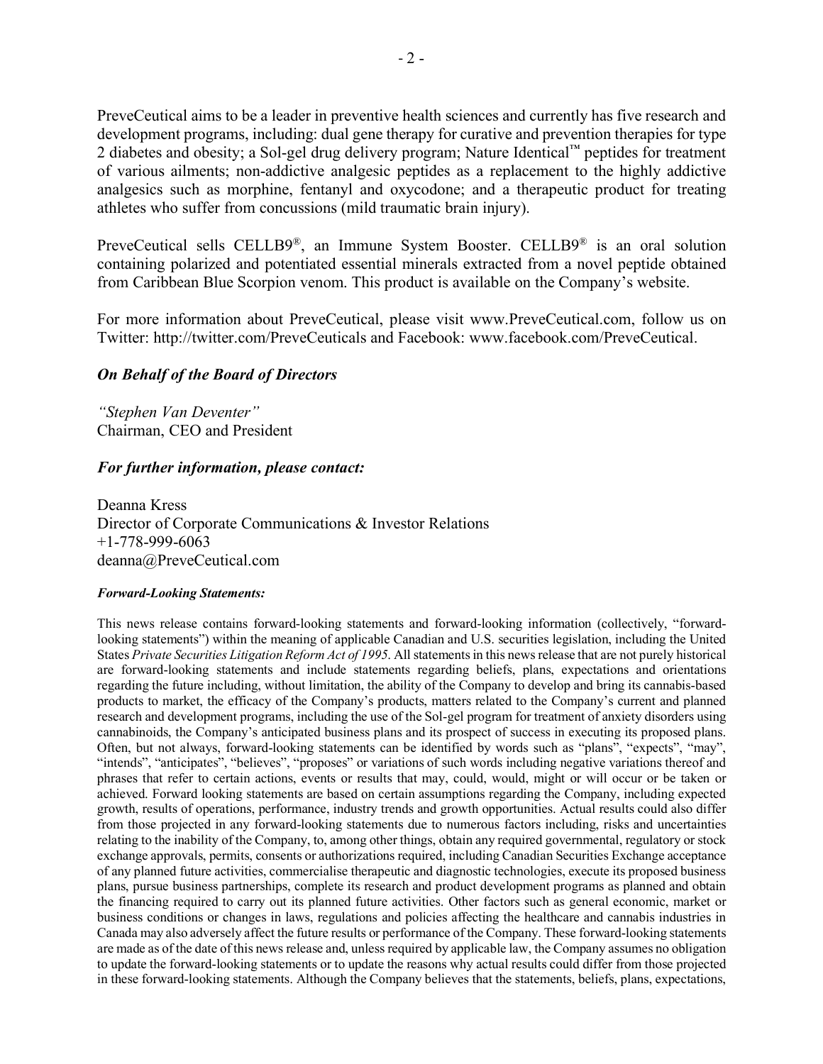PreveCeutical aims to be a leader in preventive health sciences and currently has five research and development programs, including: dual gene therapy for curative and prevention therapies for type 2 diabetes and obesity; a Sol-gel drug delivery program; Nature Identical™ peptides for treatment of various ailments; non-addictive analgesic peptides as a replacement to the highly addictive analgesics such as morphine, fentanyl and oxycodone; and a therapeutic product for treating athletes who suffer from concussions (mild traumatic brain injury).

PreveCeutical sells CELLB9®, an Immune System Booster. CELLB9® is an oral solution containing polarized and potentiated essential minerals extracted from a novel peptide obtained from Caribbean Blue Scorpion venom. This product is available on the Company's website.

For more information about PreveCeutical, please visit www.PreveCeutical.com, follow us on Twitter: http://twitter.com/PreveCeuticals and Facebook: www.facebook.com/PreveCeutical.

***On Behalf of the Board of Directors***

*"Stephen Van Deventer"*
Chairman, CEO and President

***For further information, please contact:***

Deanna Kress
Director of Corporate Communications & Investor Relations
+1-778-999-6063
deanna@PreveCeutical.com

***Forward-Looking Statements:***

This news release contains forward-looking statements and forward-looking information (collectively, "forward-looking statements") within the meaning of applicable Canadian and U.S. securities legislation, including the United States *Private Securities Litigation Reform Act of 1995*. All statements in this news release that are not purely historical are forward-looking statements and include statements regarding beliefs, plans, expectations and orientations regarding the future including, without limitation, the ability of the Company to develop and bring its cannabis-based products to market, the efficacy of the Company's products, matters related to the Company's current and planned research and development programs, including the use of the Sol-gel program for treatment of anxiety disorders using cannabinoids, the Company's anticipated business plans and its prospect of success in executing its proposed plans. Often, but not always, forward-looking statements can be identified by words such as "plans", "expects", "may", "intends", "anticipates", "believes", "proposes" or variations of such words including negative variations thereof and phrases that refer to certain actions, events or results that may, could, would, might or will occur or be taken or achieved. Forward looking statements are based on certain assumptions regarding the Company, including expected growth, results of operations, performance, industry trends and growth opportunities. Actual results could also differ from those projected in any forward-looking statements due to numerous factors including, risks and uncertainties relating to the inability of the Company, to, among other things, obtain any required governmental, regulatory or stock exchange approvals, permits, consents or authorizations required, including Canadian Securities Exchange acceptance of any planned future activities, commercialise therapeutic and diagnostic technologies, execute its proposed business plans, pursue business partnerships, complete its research and product development programs as planned and obtain the financing required to carry out its planned future activities. Other factors such as general economic, market or business conditions or changes in laws, regulations and policies affecting the healthcare and cannabis industries in Canada may also adversely affect the future results or performance of the Company. These forward-looking statements are made as of the date of this news release and, unless required by applicable law, the Company assumes no obligation to update the forward-looking statements or to update the reasons why actual results could differ from those projected in these forward-looking statements. Although the Company believes that the statements, beliefs, plans, expectations,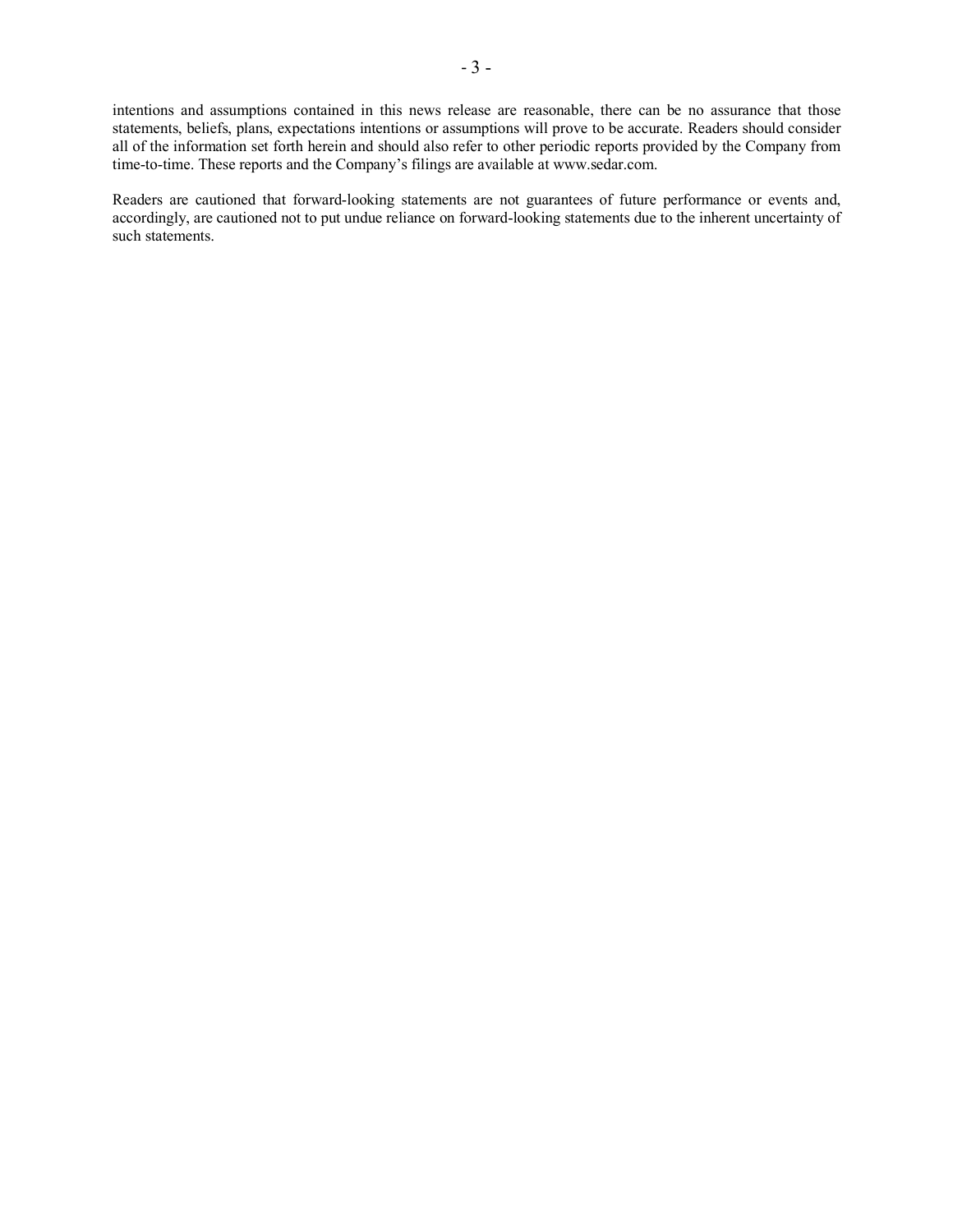intentions and assumptions contained in this news release are reasonable, there can be no assurance that those statements, beliefs, plans, expectations intentions or assumptions will prove to be accurate. Readers should consider all of the information set forth herein and should also refer to other periodic reports provided by the Company from time-to-time. These reports and the Company's filings are available at www.sedar.com.

Readers are cautioned that forward-looking statements are not guarantees of future performance or events and, accordingly, are cautioned not to put undue reliance on forward-looking statements due to the inherent uncertainty of such statements.